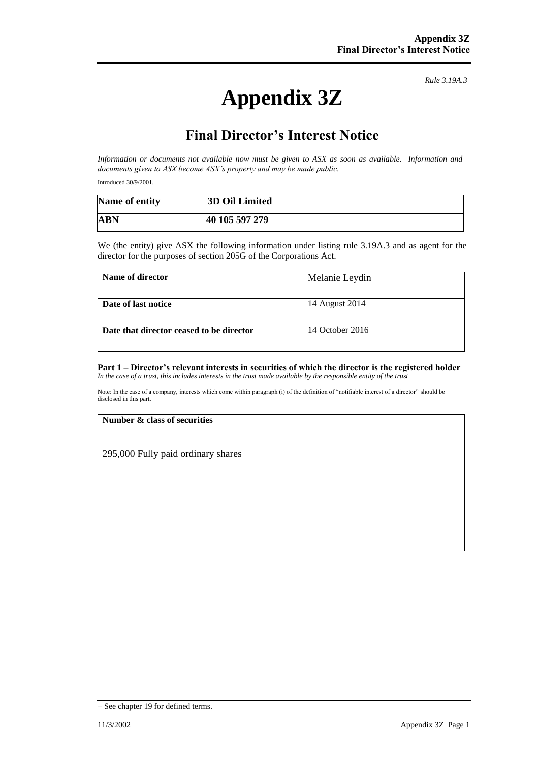*Rule 3.19A.3*

# Appendix 3Z

## Final Director's Interest Notice

*Information or documents not available now must be given to ASX as soon as available. Information and documents given to ASX become ASX's property and may be made public.*

Introduced 30/9/2001.

| **Name of entity** | **3D Oil Limited** |
|---|---|
| **ABN** | **40 105 597 279** |

We (the entity) give ASX the following information under listing rule 3.19A.3 and as agent for the director for the purposes of section 205G of the Corporations Act.

| **Name of director** | Melanie Leydin |
|---|---|
| **Date of last notice** | 14 August 2014 |
| **Date that director ceased to be director** | 14 October 2016 |

**Part 1 – Director's relevant interests in securities of which the director is the registered holder**
*In the case of a trust, this includes interests in the trust made available by the responsible entity of the trust*

Note: In the case of a company, interests which come within paragraph (i) of the definition of "notifiable interest of a director" should be disclosed in this part.

| **Number & class of securities** |
|---|
| 295,000 Fully paid ordinary shares |

+ See chapter 19 for defined terms.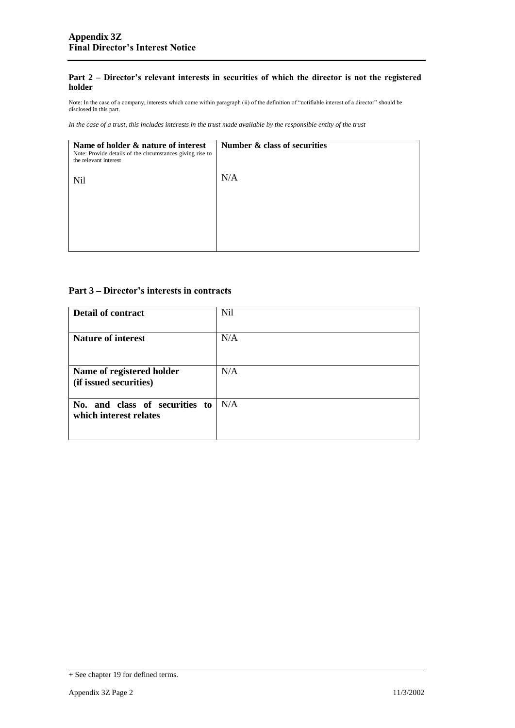## Part 2 – Director's relevant interests in securities of which the director is not the registered holder

Note: In the case of a company, interests which come within paragraph (ii) of the definition of "notifiable interest of a director" should be disclosed in this part.

*In the case of a trust, this includes interests in the trust made available by the responsible entity of the trust*

| **Name of holder & nature of interest**<br>Note: Provide details of the circumstances giving rise to the relevant interest | **Number & class of securities** |
|---|---|
| Nil | N/A |

## Part 3 – Director's interests in contracts

| | |
|---|---|
| **Detail of contract** | Nil |
| **Nature of interest** | N/A |
| **Name of registered holder (if issued securities)** | N/A |
| **No. and class of securities to which interest relates** | N/A |

+ See chapter 19 for defined terms.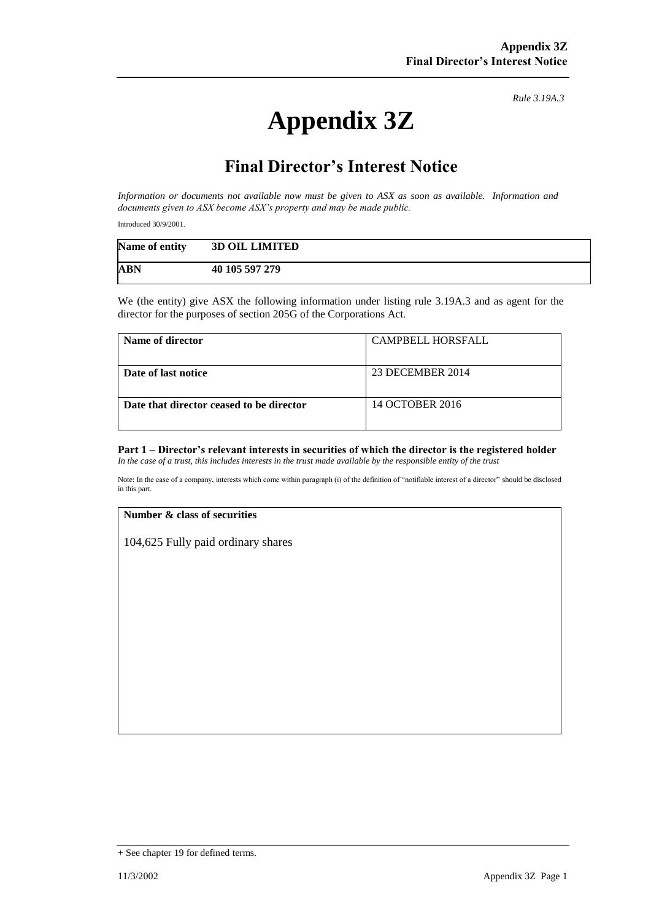*Rule 3.19A.3*

# Appendix 3Z

## Final Director's Interest Notice

*Information or documents not available now must be given to ASX as soon as available. Information and documents given to ASX become ASX's property and may be made public.*

Introduced 30/9/2001.

| | |
|---|---|
| **Name of entity** | **3D OIL LIMITED** |
| **ABN** | **40 105 597 279** |

We (the entity) give ASX the following information under listing rule 3.19A.3 and as agent for the director for the purposes of section 205G of the Corporations Act.

| | |
|---|---|
| **Name of director** | CAMPBELL HORSFALL |
| **Date of last notice** | 23 DECEMBER 2014 |
| **Date that director ceased to be director** | 14 OCTOBER 2016 |

**Part 1 – Director's relevant interests in securities of which the director is the registered holder**
*In the case of a trust, this includes interests in the trust made available by the responsible entity of the trust*

Note: In the case of a company, interests which come within paragraph (i) of the definition of "notifiable interest of a director" should be disclosed in this part.

| **Number & class of securities** |
|---|
| 104,625 Fully paid ordinary shares |

+ See chapter 19 for defined terms.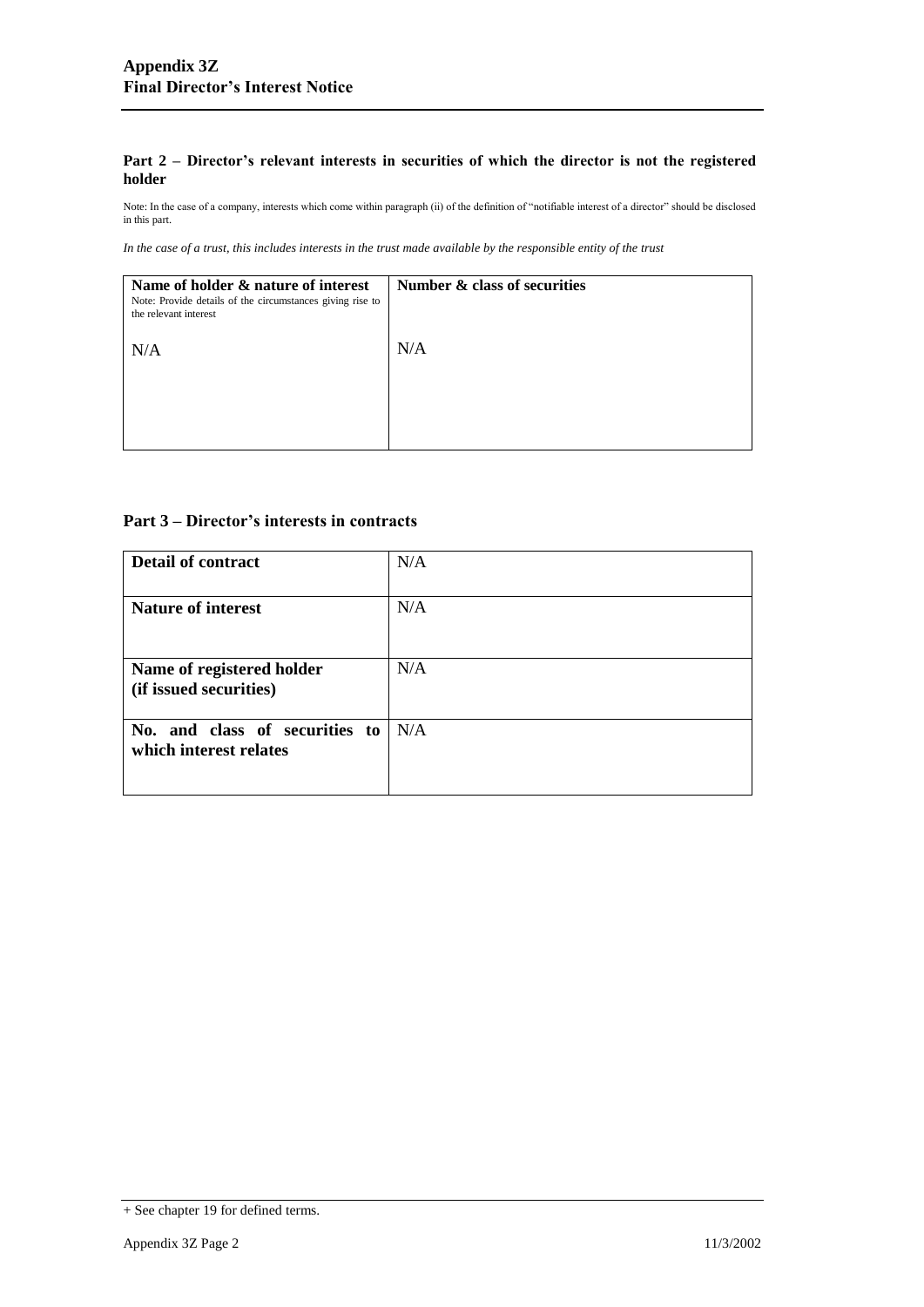## Part 2 – Director's relevant interests in securities of which the director is not the registered holder

Note: In the case of a company, interests which come within paragraph (ii) of the definition of "notifiable interest of a director" should be disclosed in this part.

*In the case of a trust, this includes interests in the trust made available by the responsible entity of the trust*

| **Name of holder & nature of interest** Note: Provide details of the circumstances giving rise to the relevant interest | **Number & class of securities** |
|---|---|
| N/A | N/A |

## Part 3 – Director's interests in contracts

| | |
|---|---|
| **Detail of contract** | N/A |
| **Nature of interest** | N/A |
| **Name of registered holder (if issued securities)** | N/A |
| **No. and class of securities to which interest relates** | N/A |

+ See chapter 19 for defined terms.